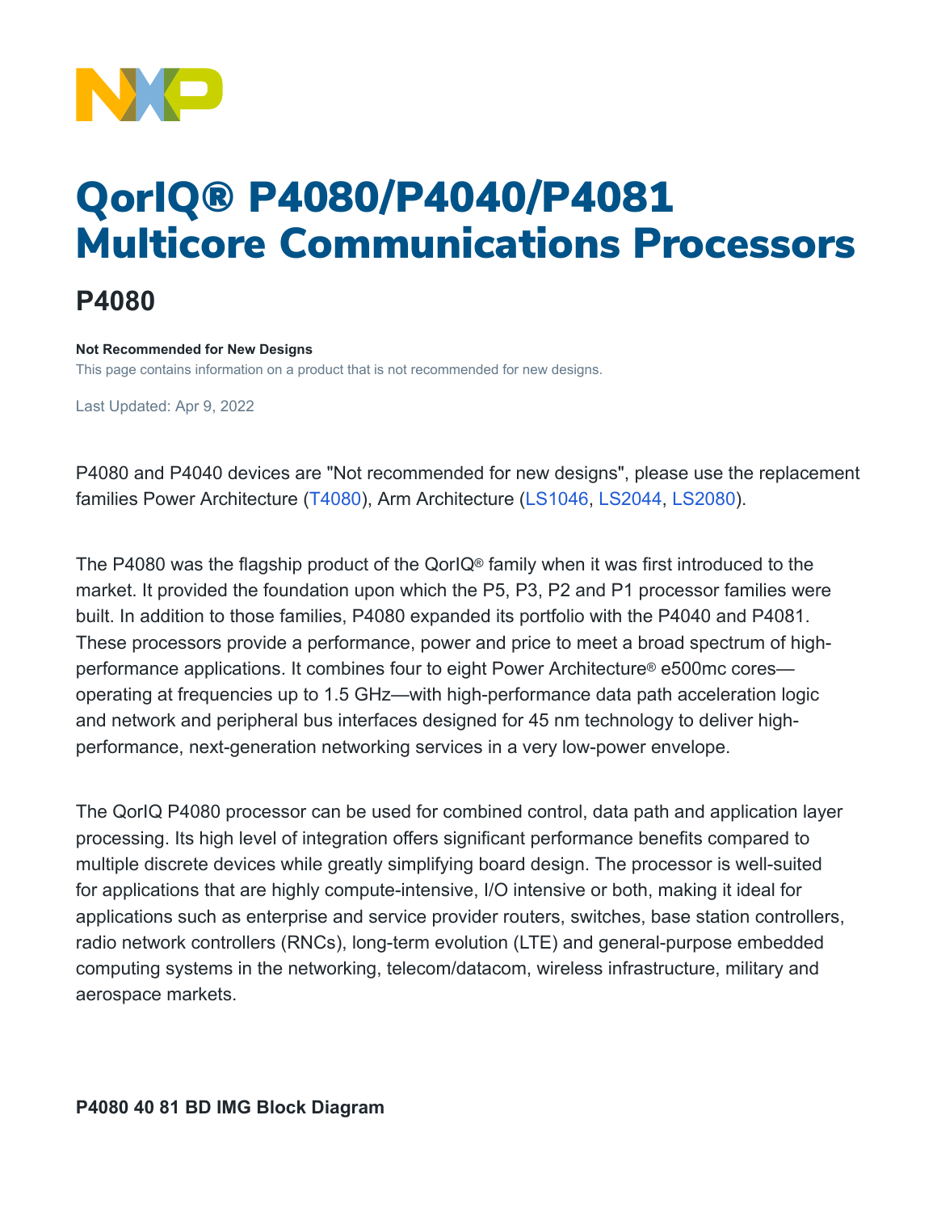# QorIQ® P4080/P4040/P4081 Multicore Communications Processors

## P4080

**Not Recommended for New Designs**

This page contains information on a product that is not recommended for new designs.

Last Updated: Apr 9, 2022

P4080 and P4040 devices are "Not recommended for new designs", please use the replacement families Power Architecture (T4080), Arm Architecture (LS1046, LS2044, LS2080).

The P4080 was the flagship product of the QorIQ® family when it was first introduced to the market. It provided the foundation upon which the P5, P3, P2 and P1 processor families were built. In addition to those families, P4080 expanded its portfolio with the P4040 and P4081. These processors provide a performance, power and price to meet a broad spectrum of high-performance applications. It combines four to eight Power Architecture® e500mc cores—operating at frequencies up to 1.5 GHz—with high-performance data path acceleration logic and network and peripheral bus interfaces designed for 45 nm technology to deliver high-performance, next-generation networking services in a very low-power envelope.

The QorIQ P4080 processor can be used for combined control, data path and application layer processing. Its high level of integration offers significant performance benefits compared to multiple discrete devices while greatly simplifying board design. The processor is well-suited for applications that are highly compute-intensive, I/O intensive or both, making it ideal for applications such as enterprise and service provider routers, switches, base station controllers, radio network controllers (RNCs), long-term evolution (LTE) and general-purpose embedded computing systems in the networking, telecom/datacom, wireless infrastructure, military and aerospace markets.

**P4080 40 81 BD IMG Block Diagram**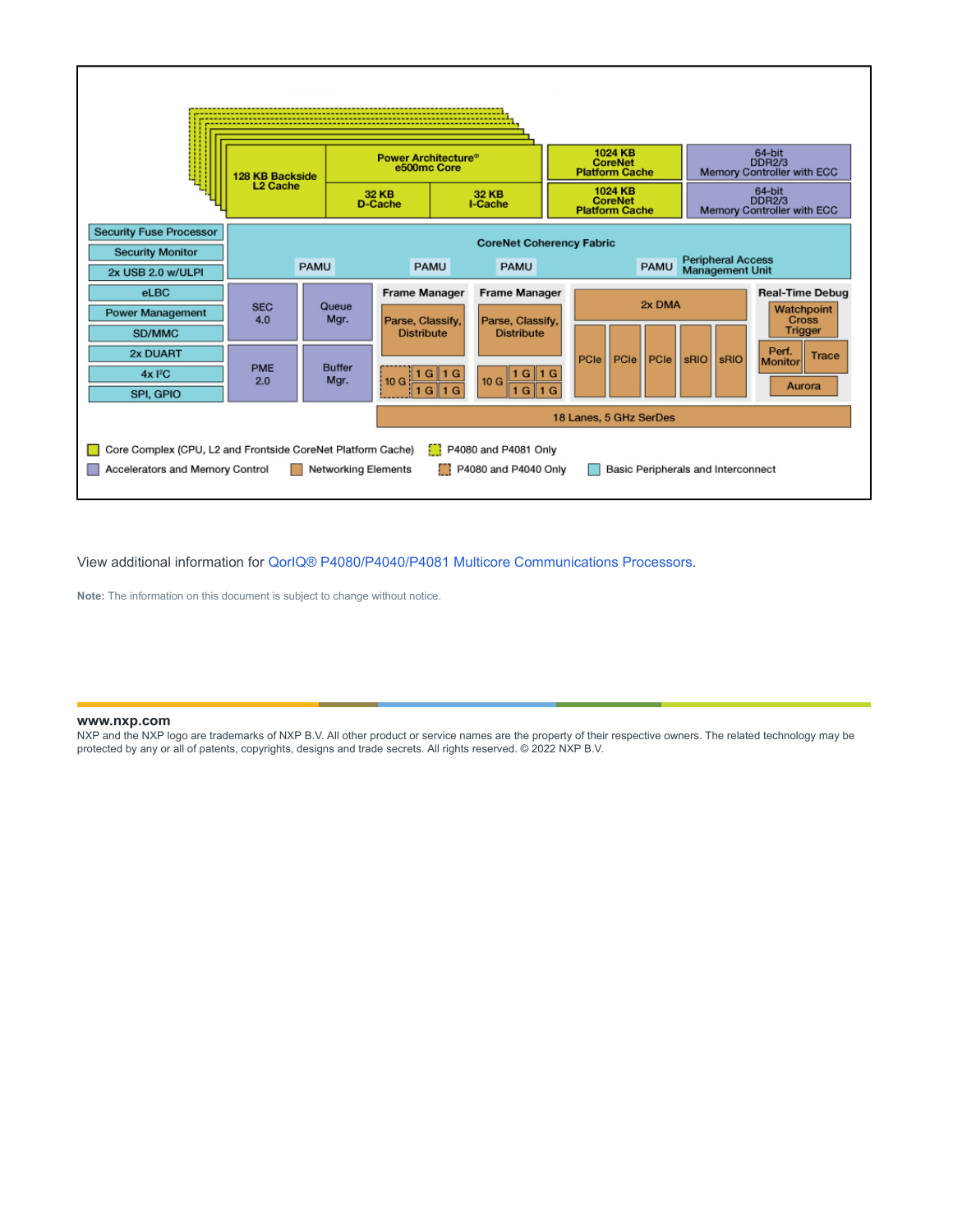Power Architecture® e500mc Core

128 KB Backside L2 Cache

32 KB D-Cache

32 KB I-Cache

1024 KB CoreNet Platform Cache

1024 KB CoreNet Platform Cache

64-bit DDR2/3 Memory Controller with ECC

64-bit DDR2/3 Memory Controller with ECC

Security Fuse Processor

Security Monitor

2x USB 2.0 w/ULPI

eLBC

Power Management

SD/MMC

2x DUART

4x I²C

SPI, GPIO

CoreNet Coherency Fabric

PAMU

PAMU

PAMU

PAMU

Peripheral Access Management Unit

SEC 4.0

Queue Mgr.

PME 2.0

Buffer Mgr.

Frame Manager

Parse, Classify, Distribute

10 G

1 G

1 G

1 G

1 G

Frame Manager

Parse, Classify, Distribute

10 G

1 G

1 G

1 G

1 G

2x DMA

PCIe

PCIe

PCIe

sRIO

sRIO

Real-Time Debug

Watchpoint Cross Trigger

Perf. Monitor

Trace

Aurora

18 Lanes, 5 GHz SerDes

Core Complex (CPU, L2 and Frontside CoreNet Platform Cache)

P4080 and P4081 Only

Accelerators and Memory Control

Networking Elements

P4080 and P4040 Only

Basic Peripherals and Interconnect

View additional information for QorIQ® P4080/P4040/P4081 Multicore Communications Processors.

**Note:** The information on this document is subject to change without notice.

**www.nxp.com**

NXP and the NXP logo are trademarks of NXP B.V. All other product or service names are the property of their respective owners. The related technology may be protected by any or all of patents, copyrights, designs and trade secrets. All rights reserved. © 2022 NXP B.V.